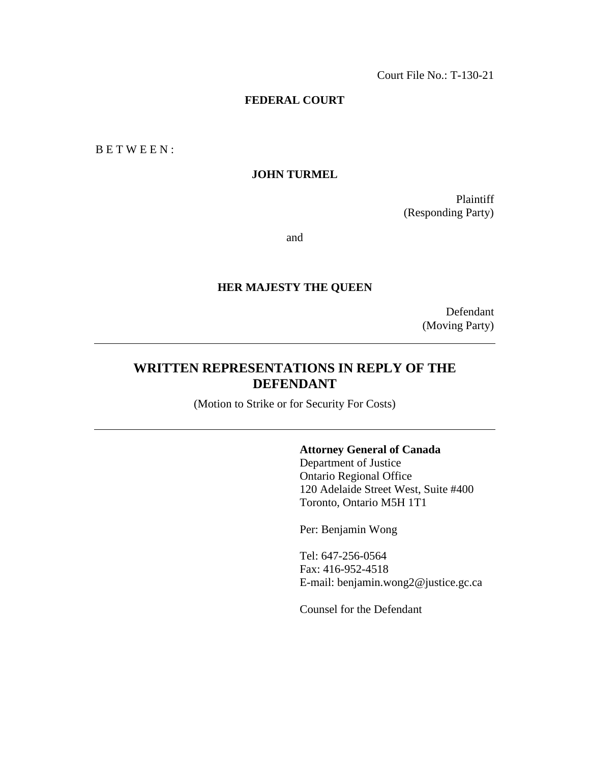Court File No.: T-130-21

**FEDERAL COURT**

B E T W E E N :

**JOHN TURMEL**

Plaintiff
(Responding Party)

and

**HER MAJESTY THE QUEEN**

Defendant
(Moving Party)

---

# WRITTEN REPRESENTATIONS IN REPLY OF THE DEFENDANT

(Motion to Strike or for Security For Costs)

---

**Attorney General of Canada**
Department of Justice
Ontario Regional Office
120 Adelaide Street West, Suite #400
Toronto, Ontario M5H 1T1

Per: Benjamin Wong

Tel: 647-256-0564
Fax: 416-952-4518
E-mail: benjamin.wong2@justice.gc.ca

Counsel for the Defendant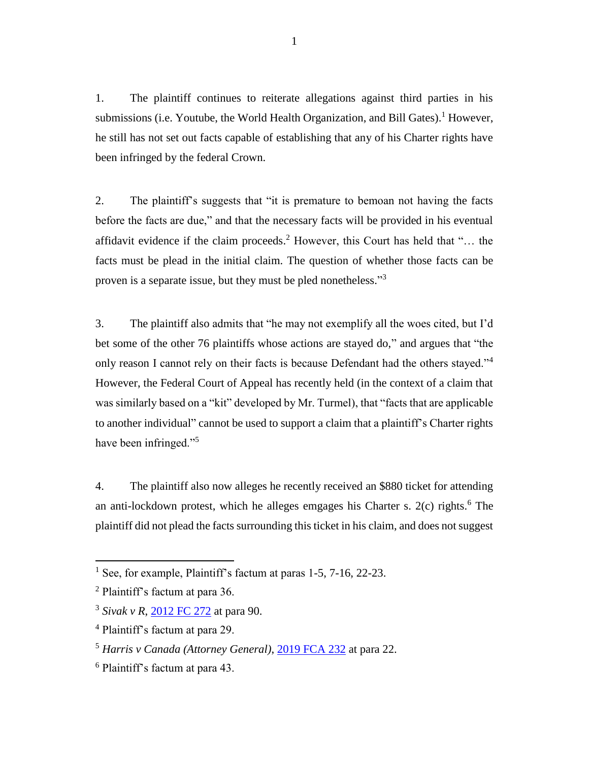1. The plaintiff continues to reiterate allegations against third parties in his submissions (i.e. Youtube, the World Health Organization, and Bill Gates).[1] However, he still has not set out facts capable of establishing that any of his Charter rights have been infringed by the federal Crown.

2. The plaintiff's suggests that "it is premature to bemoan not having the facts before the facts are due," and that the necessary facts will be provided in his eventual affidavit evidence if the claim proceeds.[2] However, this Court has held that "… the facts must be plead in the initial claim. The question of whether those facts can be proven is a separate issue, but they must be pled nonetheless."[3]

3. The plaintiff also admits that "he may not exemplify all the woes cited, but I'd bet some of the other 76 plaintiffs whose actions are stayed do," and argues that "the only reason I cannot rely on their facts is because Defendant had the others stayed."[4] However, the Federal Court of Appeal has recently held (in the context of a claim that was similarly based on a "kit" developed by Mr. Turmel), that "facts that are applicable to another individual" cannot be used to support a claim that a plaintiff's Charter rights have been infringed."[5]

4. The plaintiff also now alleges he recently received an $880 ticket for attending an anti-lockdown protest, which he alleges emgages his Charter s. 2(c) rights.[6] The plaintiff did not plead the facts surrounding this ticket in his claim, and does not suggest

---

[1] See, for example, Plaintiff's factum at paras 1-5, 7-16, 22-23.

[2] Plaintiff's factum at para 36.

[3] *Sivak v R*, 2012 FC 272 at para 90.

[4] Plaintiff's factum at para 29.

[5] *Harris v Canada (Attorney General)*, 2019 FCA 232 at para 22.

[6] Plaintiff's factum at para 43.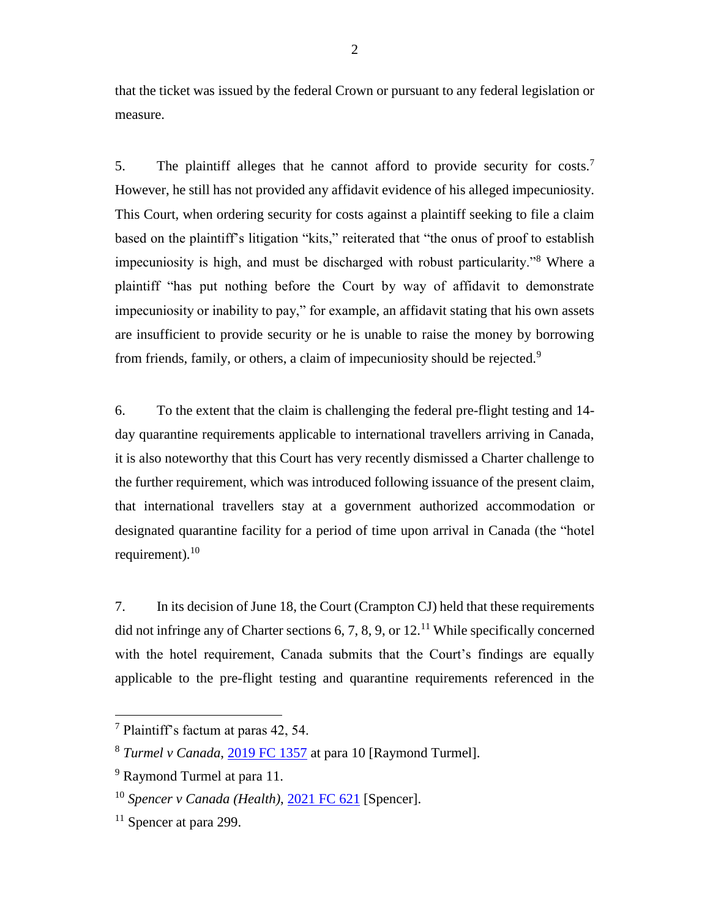that the ticket was issued by the federal Crown or pursuant to any federal legislation or measure.

5. The plaintiff alleges that he cannot afford to provide security for costs.[7] However, he still has not provided any affidavit evidence of his alleged impecuniosity. This Court, when ordering security for costs against a plaintiff seeking to file a claim based on the plaintiff's litigation "kits," reiterated that "the onus of proof to establish impecuniosity is high, and must be discharged with robust particularity."[8] Where a plaintiff "has put nothing before the Court by way of affidavit to demonstrate impecuniosity or inability to pay," for example, an affidavit stating that his own assets are insufficient to provide security or he is unable to raise the money by borrowing from friends, family, or others, a claim of impecuniosity should be rejected.[9]

6. To the extent that the claim is challenging the federal pre-flight testing and 14-day quarantine requirements applicable to international travellers arriving in Canada, it is also noteworthy that this Court has very recently dismissed a Charter challenge to the further requirement, which was introduced following issuance of the present claim, that international travellers stay at a government authorized accommodation or designated quarantine facility for a period of time upon arrival in Canada (the "hotel requirement).[10]

7. In its decision of June 18, the Court (Crampton CJ) held that these requirements did not infringe any of Charter sections 6, 7, 8, 9, or 12.[11] While specifically concerned with the hotel requirement, Canada submits that the Court's findings are equally applicable to the pre-flight testing and quarantine requirements referenced in the

---

[7] Plaintiff's factum at paras 42, 54.

[8] *Turmel v Canada*, 2019 FC 1357 at para 10 [Raymond Turmel].

[9] Raymond Turmel at para 11.

[10] *Spencer v Canada (Health)*, 2021 FC 621 [Spencer].

[11] Spencer at para 299.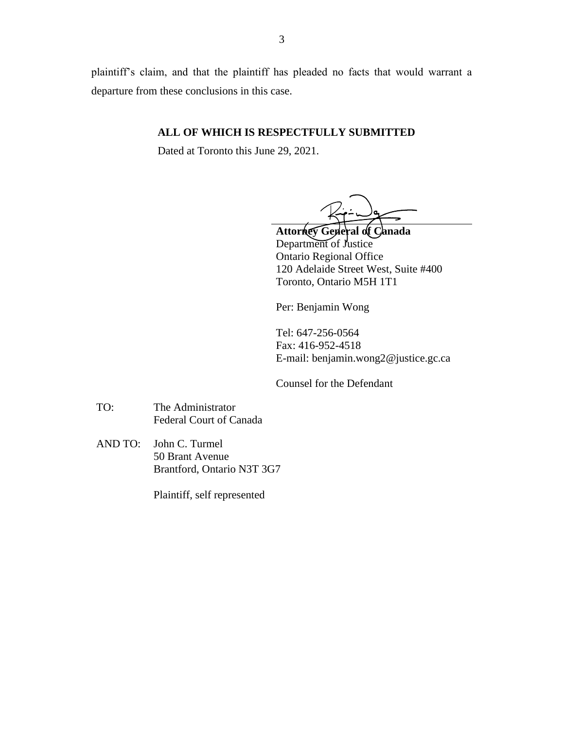plaintiff's claim, and that the plaintiff has pleaded no facts that would warrant a departure from these conclusions in this case.

**ALL OF WHICH IS RESPECTFULLY SUBMITTED**

Dated at Toronto this June 29, 2021.

**Attorney General of Canada**
Department of Justice
Ontario Regional Office
120 Adelaide Street West, Suite #400
Toronto, Ontario M5H 1T1

Per: Benjamin Wong

Tel: 647-256-0564
Fax: 416-952-4518
E-mail: benjamin.wong2@justice.gc.ca

Counsel for the Defendant

TO: The Administrator
Federal Court of Canada

AND TO: John C. Turmel
50 Brant Avenue
Brantford, Ontario N3T 3G7

Plaintiff, self represented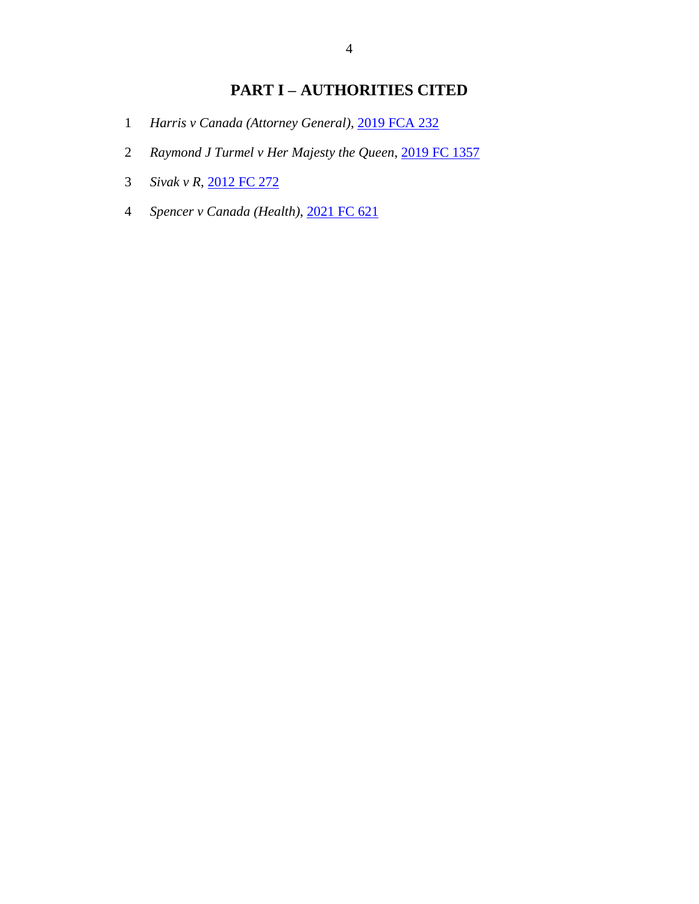# PART I – AUTHORITIES CITED

1. *Harris v Canada (Attorney General)*, 2019 FCA 232
2. *Raymond J Turmel v Her Majesty the Queen*, 2019 FC 1357
3. *Sivak v R*, 2012 FC 272
4. *Spencer v Canada (Health)*, 2021 FC 621